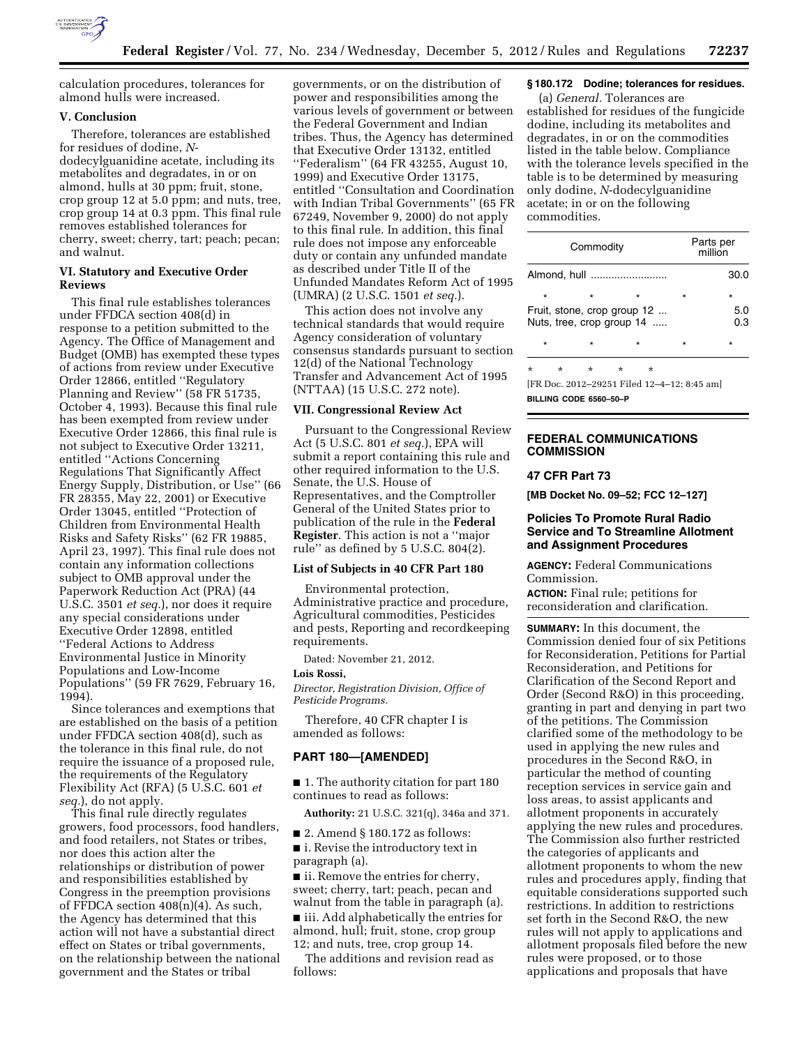calculation procedures, tolerances for almond hulls were increased.

## V. Conclusion

Therefore, tolerances are established for residues of dodine, *N*-dodecylguanidine acetate, including its metabolites and degradates, in or on almond, hulls at 30 ppm; fruit, stone, crop group 12 at 5.0 ppm; and nuts, tree, crop group 14 at 0.3 ppm. This final rule removes established tolerances for cherry, sweet; cherry, tart; peach; pecan; and walnut.

## VI. Statutory and Executive Order Reviews

This final rule establishes tolerances under FFDCA section 408(d) in response to a petition submitted to the Agency. The Office of Management and Budget (OMB) has exempted these types of actions from review under Executive Order 12866, entitled ''Regulatory Planning and Review'' (58 FR 51735, October 4, 1993). Because this final rule has been exempted from review under Executive Order 12866, this final rule is not subject to Executive Order 13211, entitled ''Actions Concerning Regulations That Significantly Affect Energy Supply, Distribution, or Use'' (66 FR 28355, May 22, 2001) or Executive Order 13045, entitled ''Protection of Children from Environmental Health Risks and Safety Risks'' (62 FR 19885, April 23, 1997). This final rule does not contain any information collections subject to OMB approval under the Paperwork Reduction Act (PRA) (44 U.S.C. 3501 *et seq.*), nor does it require any special considerations under Executive Order 12898, entitled ''Federal Actions to Address Environmental Justice in Minority Populations and Low-Income Populations'' (59 FR 7629, February 16, 1994).

Since tolerances and exemptions that are established on the basis of a petition under FFDCA section 408(d), such as the tolerance in this final rule, do not require the issuance of a proposed rule, the requirements of the Regulatory Flexibility Act (RFA) (5 U.S.C. 601 *et seq.*), do not apply.

This final rule directly regulates growers, food processors, food handlers, and food retailers, not States or tribes, nor does this action alter the relationships or distribution of power and responsibilities established by Congress in the preemption provisions of FFDCA section 408(n)(4). As such, the Agency has determined that this action will not have a substantial direct effect on States or tribal governments, on the relationship between the national government and the States or tribal governments, or on the distribution of power and responsibilities among the various levels of government or between the Federal Government and Indian tribes. Thus, the Agency has determined that Executive Order 13132, entitled ''Federalism'' (64 FR 43255, August 10, 1999) and Executive Order 13175, entitled ''Consultation and Coordination with Indian Tribal Governments'' (65 FR 67249, November 9, 2000) do not apply to this final rule. In addition, this final rule does not impose any enforceable duty or contain any unfunded mandate as described under Title II of the Unfunded Mandates Reform Act of 1995 (UMRA) (2 U.S.C. 1501 *et seq.*).

This action does not involve any technical standards that would require Agency consideration of voluntary consensus standards pursuant to section 12(d) of the National Technology Transfer and Advancement Act of 1995 (NTTAA) (15 U.S.C. 272 note).

## VII. Congressional Review Act

Pursuant to the Congressional Review Act (5 U.S.C. 801 *et seq.*), EPA will submit a report containing this rule and other required information to the U.S. Senate, the U.S. House of Representatives, and the Comptroller General of the United States prior to publication of the rule in the **Federal Register**. This action is not a ''major rule'' as defined by 5 U.S.C. 804(2).

## List of Subjects in 40 CFR Part 180

Environmental protection, Administrative practice and procedure, Agricultural commodities, Pesticides and pests, Reporting and recordkeeping requirements.

Dated: November 21, 2012.

**Lois Rossi,**

*Director, Registration Division, Office of Pesticide Programs.*

Therefore, 40 CFR chapter I is amended as follows:

## PART 180—[AMENDED]

■ 1. The authority citation for part 180 continues to read as follows:

**Authority:** 21 U.S.C. 321(q), 346a and 371.

■ 2. Amend § 180.172 as follows:

■ i. Revise the introductory text in paragraph (a).

■ ii. Remove the entries for cherry, sweet; cherry, tart; peach, pecan and walnut from the table in paragraph (a).

■ iii. Add alphabetically the entries for almond, hull; fruit, stone, crop group 12; and nuts, tree, crop group 14.

The additions and revision read as follows:

### § 180.172 Dodine; tolerances for residues.

(a) *General.* Tolerances are established for residues of the fungicide dodine, including its metabolites and degradates, in or on the commodities listed in the table below. Compliance with the tolerance levels specified in the table is to be determined by measuring only dodine, *N*-dodecylguanidine acetate; in or on the following commodities.

| Commodity | Parts per million |
|---|---|
| Almond, hull | 30.0 |
| * * * * | * |
| Fruit, stone, crop group 12 | 5.0 |
| Nuts, tree, crop group 14 | 0.3 |
| * * * * | * |

\* \* \* \* \*

[FR Doc. 2012–29251 Filed 12–4–12; 8:45 am]

**BILLING CODE 6560–50–P**

## FEDERAL COMMUNICATIONS COMMISSION

## 47 CFR Part 73

**[MB Docket No. 09–52; FCC 12–127]**

## Policies To Promote Rural Radio Service and To Streamline Allotment and Assignment Procedures

**AGENCY:** Federal Communications Commission.

**ACTION:** Final rule; petitions for reconsideration and clarification.

**SUMMARY:** In this document, the Commission denied four of six Petitions for Reconsideration, Petitions for Partial Reconsideration, and Petitions for Clarification of the Second Report and Order (Second R&O) in this proceeding, granting in part and denying in part two of the petitions. The Commission clarified some of the methodology to be used in applying the new rules and procedures in the Second R&O, in particular the method of counting reception services in service gain and loss areas, to assist applicants and allotment proponents in accurately applying the new rules and procedures. The Commission also further restricted the categories of applicants and allotment proponents to whom the new rules and procedures apply, finding that equitable considerations supported such restrictions. In addition to restrictions set forth in the Second R&O, the new rules will not apply to applications and allotment proposals filed before the new rules were proposed, or to those applications and proposals that have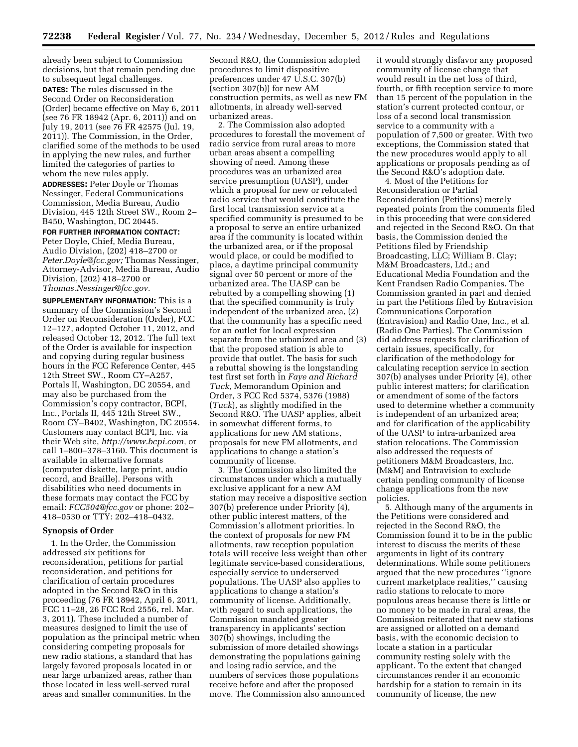already been subject to Commission decisions, but that remain pending due to subsequent legal challenges.

**DATES:** The rules discussed in the Second Order on Reconsideration (Order) became effective on May 6, 2011 (see 76 FR 18942 (Apr. 6, 2011)) and on July 19, 2011 (see 76 FR 42575 (Jul. 19, 2011)). The Commission, in the Order, clarified some of the methods to be used in applying the new rules, and further limited the categories of parties to whom the new rules apply.

**ADDRESSES:** Peter Doyle or Thomas Nessinger, Federal Communications Commission, Media Bureau, Audio Division, 445 12th Street SW., Room 2–B450, Washington, DC 20445.

**FOR FURTHER INFORMATION CONTACT:** Peter Doyle, Chief, Media Bureau, Audio Division, (202) 418–2700 or *Peter.Doyle@fcc.gov;* Thomas Nessinger, Attorney-Advisor, Media Bureau, Audio Division, (202) 418–2700 or *Thomas.Nessinger@fcc.gov.*

**SUPPLEMENTARY INFORMATION:** This is a summary of the Commission's Second Order on Reconsideration (Order), FCC 12–127, adopted October 11, 2012, and released October 12, 2012. The full text of the Order is available for inspection and copying during regular business hours in the FCC Reference Center, 445 12th Street SW., Room CY–A257, Portals II, Washington, DC 20554, and may also be purchased from the Commission's copy contractor, BCPI, Inc., Portals II, 445 12th Street SW., Room CY–B402, Washington, DC 20554. Customers may contact BCPI, Inc. via their Web site, *http://www.bcpi.com,* or call 1–800–378–3160. This document is available in alternative formats (computer diskette, large print, audio record, and Braille). Persons with disabilities who need documents in these formats may contact the FCC by email: *FCC504@fcc.gov* or phone: 202–418–0530 or TTY: 202–418–0432.

## Synopsis of Order

1. In the Order, the Commission addressed six petitions for reconsideration, petitions for partial reconsideration, and petitions for clarification of certain procedures adopted in the Second R&O in this proceeding (76 FR 18942, April 6, 2011, FCC 11–28, 26 FCC Rcd 2556, rel. Mar. 3, 2011). These included a number of measures designed to limit the use of population as the principal metric when considering competing proposals for new radio stations, a standard that has largely favored proposals located in or near large urbanized areas, rather than those located in less well-served rural areas and smaller communities. In the Second R&O, the Commission adopted procedures to limit dispositive preferences under 47 U.S.C. 307(b) (section 307(b)) for new AM construction permits, as well as new FM allotments, in already well-served urbanized areas.

2. The Commission also adopted procedures to forestall the movement of radio service from rural areas to more urban areas absent a compelling showing of need. Among these procedures was an urbanized area service presumption (UASP), under which a proposal for new or relocated radio service that would constitute the first local transmission service at a specified community is presumed to be a proposal to serve an entire urbanized area if the community is located within the urbanized area, or if the proposal would place, or could be modified to place, a daytime principal community signal over 50 percent or more of the urbanized area. The UASP can be rebutted by a compelling showing (1) that the specified community is truly independent of the urbanized area, (2) that the community has a specific need for an outlet for local expression separate from the urbanized area and (3) that the proposed station is able to provide that outlet. The basis for such a rebuttal showing is the longstanding test first set forth in *Faye and Richard Tuck,* Memorandum Opinion and Order, 3 FCC Rcd 5374, 5376 (1988) (*Tuck*), as slightly modified in the Second R&O. The UASP applies, albeit in somewhat different forms, to applications for new AM stations, proposals for new FM allotments, and applications to change a station's community of license.

3. The Commission also limited the circumstances under which a mutually exclusive applicant for a new AM station may receive a dispositive section 307(b) preference under Priority (4), other public interest matters, of the Commission's allotment priorities. In the context of proposals for new FM allotments, raw reception population totals will receive less weight than other legitimate service-based considerations, especially service to underserved populations. The UASP also applies to applications to change a station's community of license. Additionally, with regard to such applications, the Commission mandated greater transparency in applicants' section 307(b) showings, including the submission of more detailed showings demonstrating the populations gaining and losing radio service, and the numbers of services those populations receive before and after the proposed move. The Commission also announced it would strongly disfavor any proposed community of license change that would result in the net loss of third, fourth, or fifth reception service to more than 15 percent of the population in the station's current protected contour, or loss of a second local transmission service to a community with a population of 7,500 or greater. With two exceptions, the Commission stated that the new procedures would apply to all applications or proposals pending as of the Second R&O's adoption date.

4. Most of the Petitions for Reconsideration or Partial Reconsideration (Petitions) merely repeated points from the comments filed in this proceeding that were considered and rejected in the Second R&O. On that basis, the Commission denied the Petitions filed by Friendship Broadcasting, LLC; William B. Clay; M&M Broadcasters, Ltd.; and Educational Media Foundation and the Kent Frandsen Radio Companies. The Commission granted in part and denied in part the Petitions filed by Entravision Communications Corporation (Entravision) and Radio One, Inc., et al. (Radio One Parties). The Commission did address requests for clarification of certain issues, specifically, for clarification of the methodology for calculating reception service in section 307(b) analyses under Priority (4), other public interest matters; for clarification or amendment of some of the factors used to determine whether a community is independent of an urbanized area; and for clarification of the applicability of the UASP to intra-urbanized area station relocations. The Commission also addressed the requests of petitioners M&M Broadcasters, Inc. (M&M) and Entravision to exclude certain pending community of license change applications from the new policies.

5. Although many of the arguments in the Petitions were considered and rejected in the Second R&O, the Commission found it to be in the public interest to discuss the merits of these arguments in light of its contrary determinations. While some petitioners argued that the new procedures ''ignore current marketplace realities,'' causing radio stations to relocate to more populous areas because there is little or no money to be made in rural areas, the Commission reiterated that new stations are assigned or allotted on a demand basis, with the economic decision to locate a station in a particular community resting solely with the applicant. To the extent that changed circumstances render it an economic hardship for a station to remain in its community of license, the new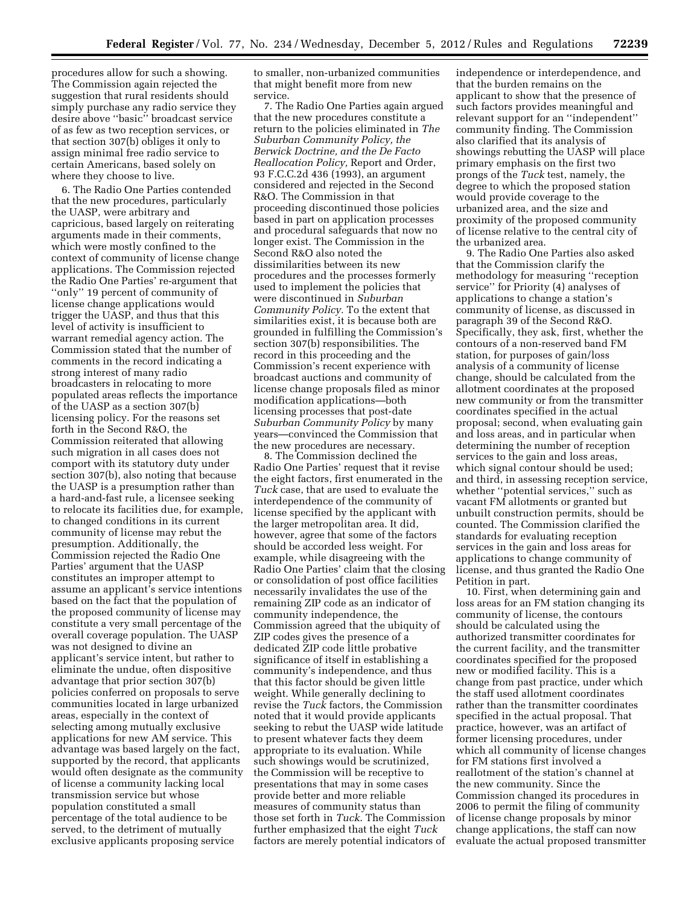procedures allow for such a showing. The Commission again rejected the suggestion that rural residents should simply purchase any radio service they desire above ''basic'' broadcast service of as few as two reception services, or that section 307(b) obliges it only to assign minimal free radio service to certain Americans, based solely on where they choose to live.

6. The Radio One Parties contended that the new procedures, particularly the UASP, were arbitrary and capricious, based largely on reiterating arguments made in their comments, which were mostly confined to the context of community of license change applications. The Commission rejected the Radio One Parties' re-argument that ''only'' 19 percent of community of license change applications would trigger the UASP, and thus that this level of activity is insufficient to warrant remedial agency action. The Commission stated that the number of comments in the record indicating a strong interest of many radio broadcasters in relocating to more populated areas reflects the importance of the UASP as a section 307(b) licensing policy. For the reasons set forth in the Second R&O, the Commission reiterated that allowing such migration in all cases does not comport with its statutory duty under section 307(b), also noting that because the UASP is a presumption rather than a hard-and-fast rule, a licensee seeking to relocate its facilities due, for example, to changed conditions in its current community of license may rebut the presumption. Additionally, the Commission rejected the Radio One Parties' argument that the UASP constitutes an improper attempt to assume an applicant's service intentions based on the fact that the population of the proposed community of license may constitute a very small percentage of the overall coverage population. The UASP was not designed to divine an applicant's service intent, but rather to eliminate the undue, often dispositive advantage that prior section 307(b) policies conferred on proposals to serve communities located in large urbanized areas, especially in the context of selecting among mutually exclusive applications for new AM service. This advantage was based largely on the fact, supported by the record, that applicants would often designate as the community of license a community lacking local transmission service but whose population constituted a small percentage of the total audience to be served, to the detriment of mutually exclusive applicants proposing service to smaller, non-urbanized communities that might benefit more from new service.

7. The Radio One Parties again argued that the new procedures constitute a return to the policies eliminated in *The Suburban Community Policy, the Berwick Doctrine, and the De Facto Reallocation Policy,* Report and Order, 93 F.C.C.2d 436 (1993), an argument considered and rejected in the Second R&O. The Commission in that proceeding discontinued those policies based in part on application processes and procedural safeguards that now no longer exist. The Commission in the Second R&O also noted the dissimilarities between its new procedures and the processes formerly used to implement the policies that were discontinued in *Suburban Community Policy.* To the extent that similarities exist, it is because both are grounded in fulfilling the Commission's section 307(b) responsibilities. The record in this proceeding and the Commission's recent experience with broadcast auctions and community of license change proposals filed as minor modification applications—both licensing processes that post-date *Suburban Community Policy* by many years—convinced the Commission that the new procedures are necessary.

8. The Commission declined the Radio One Parties' request that it revise the eight factors, first enumerated in the *Tuck* case, that are used to evaluate the interdependence of the community of license specified by the applicant with the larger metropolitan area. It did, however, agree that some of the factors should be accorded less weight. For example, while disagreeing with the Radio One Parties' claim that the closing or consolidation of post office facilities necessarily invalidates the use of the remaining ZIP code as an indicator of community independence, the Commission agreed that the ubiquity of ZIP codes gives the presence of a dedicated ZIP code little probative significance of itself in establishing a community's independence, and thus that this factor should be given little weight. While generally declining to revise the *Tuck* factors, the Commission noted that it would provide applicants seeking to rebut the UASP wide latitude to present whatever facts they deem appropriate to its evaluation. While such showings would be scrutinized, the Commission will be receptive to presentations that may in some cases provide better and more reliable measures of community status than those set forth in *Tuck.* The Commission further emphasized that the eight *Tuck* factors are merely potential indicators of independence or interdependence, and that the burden remains on the applicant to show that the presence of such factors provides meaningful and relevant support for an ''independent'' community finding. The Commission also clarified that its analysis of showings rebutting the UASP will place primary emphasis on the first two prongs of the *Tuck* test, namely, the degree to which the proposed station would provide coverage to the urbanized area, and the size and proximity of the proposed community of license relative to the central city of the urbanized area.

9. The Radio One Parties also asked that the Commission clarify the methodology for measuring ''reception service'' for Priority (4) analyses of applications to change a station's community of license, as discussed in paragraph 39 of the Second R&O. Specifically, they ask, first, whether the contours of a non-reserved band FM station, for purposes of gain/loss analysis of a community of license change, should be calculated from the allotment coordinates at the proposed new community or from the transmitter coordinates specified in the actual proposal; second, when evaluating gain and loss areas, and in particular when determining the number of reception services to the gain and loss areas, which signal contour should be used; and third, in assessing reception service, whether ''potential services,'' such as vacant FM allotments or granted but unbuilt construction permits, should be counted. The Commission clarified the standards for evaluating reception services in the gain and loss areas for applications to change community of license, and thus granted the Radio One Petition in part.

10. First, when determining gain and loss areas for an FM station changing its community of license, the contours should be calculated using the authorized transmitter coordinates for the current facility, and the transmitter coordinates specified for the proposed new or modified facility. This is a change from past practice, under which the staff used allotment coordinates rather than the transmitter coordinates specified in the actual proposal. That practice, however, was an artifact of former licensing procedures, under which all community of license changes for FM stations first involved a reallotment of the station's channel at the new community. Since the Commission changed its procedures in 2006 to permit the filing of community of license change proposals by minor change applications, the staff can now evaluate the actual proposed transmitter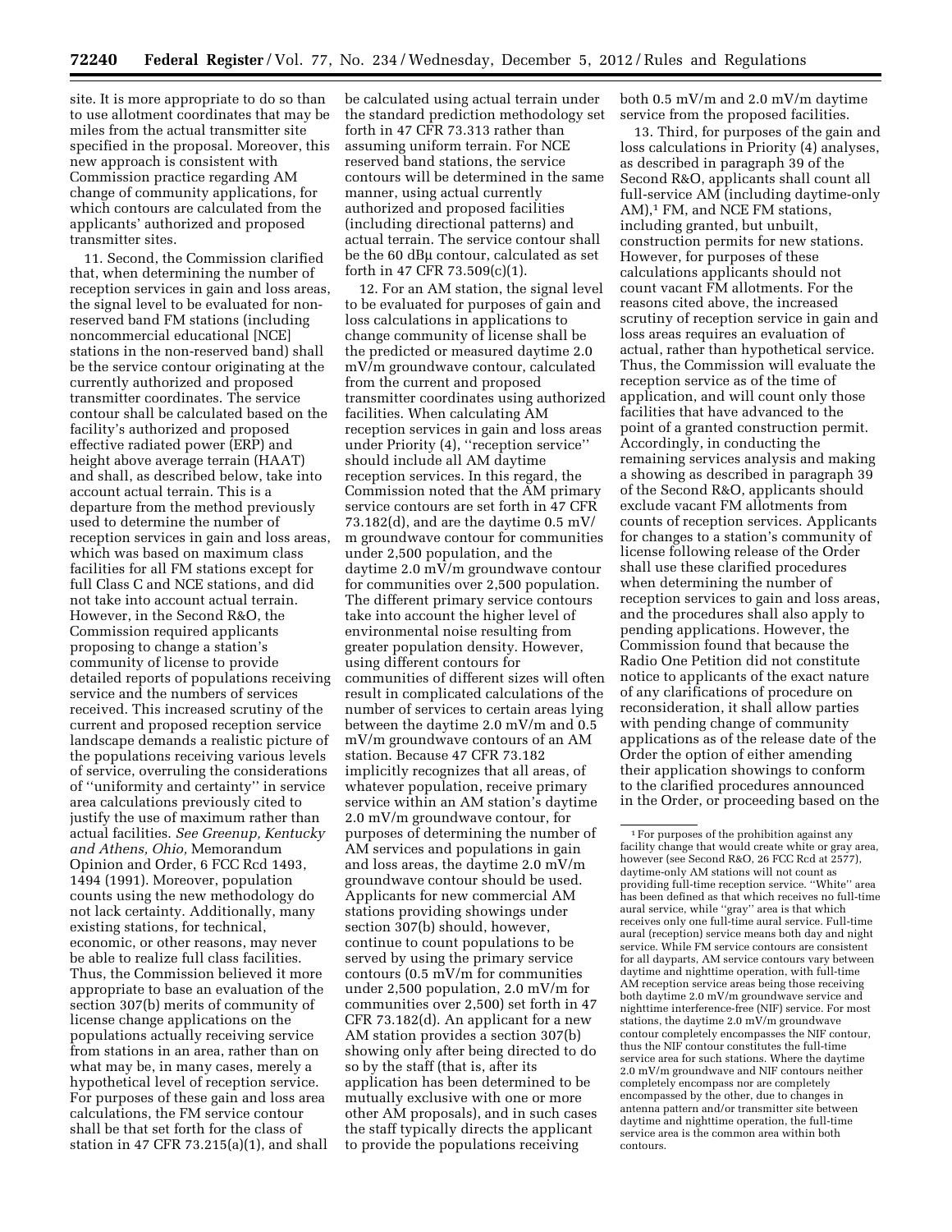site. It is more appropriate to do so than to use allotment coordinates that may be miles from the actual transmitter site specified in the proposal. Moreover, this new approach is consistent with Commission practice regarding AM change of community applications, for which contours are calculated from the applicants' authorized and proposed transmitter sites.

11. Second, the Commission clarified that, when determining the number of reception services in gain and loss areas, the signal level to be evaluated for non-reserved band FM stations (including noncommercial educational [NCE] stations in the non-reserved band) shall be the service contour originating at the currently authorized and proposed transmitter coordinates. The service contour shall be calculated based on the facility's authorized and proposed effective radiated power (ERP) and height above average terrain (HAAT) and shall, as described below, take into account actual terrain. This is a departure from the method previously used to determine the number of reception services in gain and loss areas, which was based on maximum class facilities for all FM stations except for full Class C and NCE stations, and did not take into account actual terrain. However, in the Second R&O, the Commission required applicants proposing to change a station's community of license to provide detailed reports of populations receiving service and the numbers of services received. This increased scrutiny of the current and proposed reception service landscape demands a realistic picture of the populations receiving various levels of service, overruling the considerations of ''uniformity and certainty'' in service area calculations previously cited to justify the use of maximum rather than actual facilities. *See Greenup, Kentucky and Athens, Ohio,* Memorandum Opinion and Order, 6 FCC Rcd 1493, 1494 (1991). Moreover, population counts using the new methodology do not lack certainty. Additionally, many existing stations, for technical, economic, or other reasons, may never be able to realize full class facilities. Thus, the Commission believed it more appropriate to base an evaluation of the section 307(b) merits of community of license change applications on the populations actually receiving service from stations in an area, rather than on what may be, in many cases, merely a hypothetical level of reception service. For purposes of these gain and loss area calculations, the FM service contour shall be that set forth for the class of station in 47 CFR 73.215(a)(1), and shall be calculated using actual terrain under the standard prediction methodology set forth in 47 CFR 73.313 rather than assuming uniform terrain. For NCE reserved band stations, the service contours will be determined in the same manner, using actual currently authorized and proposed facilities (including directional patterns) and actual terrain. The service contour shall be the 60 dBμ contour, calculated as set forth in 47 CFR 73.509(c)(1).

12. For an AM station, the signal level to be evaluated for purposes of gain and loss calculations in applications to change community of license shall be the predicted or measured daytime 2.0 mV/m groundwave contour, calculated from the current and proposed transmitter coordinates using authorized facilities. When calculating AM reception services in gain and loss areas under Priority (4), ''reception service'' should include all AM daytime reception services. In this regard, the Commission noted that the AM primary service contours are set forth in 47 CFR 73.182(d), and are the daytime 0.5 mV/m groundwave contour for communities under 2,500 population, and the daytime 2.0 mV/m groundwave contour for communities over 2,500 population. The different primary service contours take into account the higher level of environmental noise resulting from greater population density. However, using different contours for communities of different sizes will often result in complicated calculations of the number of services to certain areas lying between the daytime 2.0 mV/m and 0.5 mV/m groundwave contours of an AM station. Because 47 CFR 73.182 implicitly recognizes that all areas, of whatever population, receive primary service within an AM station's daytime 2.0 mV/m groundwave contour, for purposes of determining the number of AM services and populations in gain and loss areas, the daytime 2.0 mV/m groundwave contour should be used. Applicants for new commercial AM stations providing showings under section 307(b) should, however, continue to count populations to be served by using the primary service contours (0.5 mV/m for communities under 2,500 population, 2.0 mV/m for communities over 2,500) set forth in 47 CFR 73.182(d). An applicant for a new AM station provides a section 307(b) showing only after being directed to do so by the staff (that is, after its application has been determined to be mutually exclusive with one or more other AM proposals), and in such cases the staff typically directs the applicant to provide the populations receiving both 0.5 mV/m and 2.0 mV/m daytime service from the proposed facilities.

13. Third, for purposes of the gain and loss calculations in Priority (4) analyses, as described in paragraph 39 of the Second R&O, applicants shall count all full-service AM (including daytime-only AM),[1] FM, and NCE FM stations, including granted, but unbuilt, construction permits for new stations. However, for purposes of these calculations applicants should not count vacant FM allotments. For the reasons cited above, the increased scrutiny of reception service in gain and loss areas requires an evaluation of actual, rather than hypothetical service. Thus, the Commission will evaluate the reception service as of the time of application, and will count only those facilities that have advanced to the point of a granted construction permit. Accordingly, in conducting the remaining services analysis and making a showing as described in paragraph 39 of the Second R&O, applicants should exclude vacant FM allotments from counts of reception services. Applicants for changes to a station's community of license following release of the Order shall use these clarified procedures when determining the number of reception services to gain and loss areas, and the procedures shall also apply to pending applications. However, the Commission found that because the Radio One Petition did not constitute notice to applicants of the exact nature of any clarifications of procedure on reconsideration, it shall allow parties with pending change of community applications as of the release date of the Order the option of either amending their application showings to conform to the clarified procedures announced in the Order, or proceeding based on the

[1] For purposes of the prohibition against any facility change that would create white or gray area, however (see Second R&O, 26 FCC Rcd at 2577), daytime-only AM stations will not count as providing full-time reception service. ''White'' area has been defined as that which receives no full-time aural service, while ''gray'' area is that which receives only one full-time aural service. Full-time aural (reception) service means both day and night service. While FM service contours are consistent for all dayparts, AM service contours vary between daytime and nighttime operation, with full-time AM reception service areas being those receiving both daytime 2.0 mV/m groundwave service and nighttime interference-free (NIF) service. For most stations, the daytime 2.0 mV/m groundwave contour completely encompasses the NIF contour, thus the NIF contour constitutes the full-time service area for such stations. Where the daytime 2.0 mV/m groundwave and NIF contours neither completely encompass nor are completely encompassed by the other, due to changes in antenna pattern and/or transmitter site between daytime and nighttime operation, the full-time service area is the common area within both contours.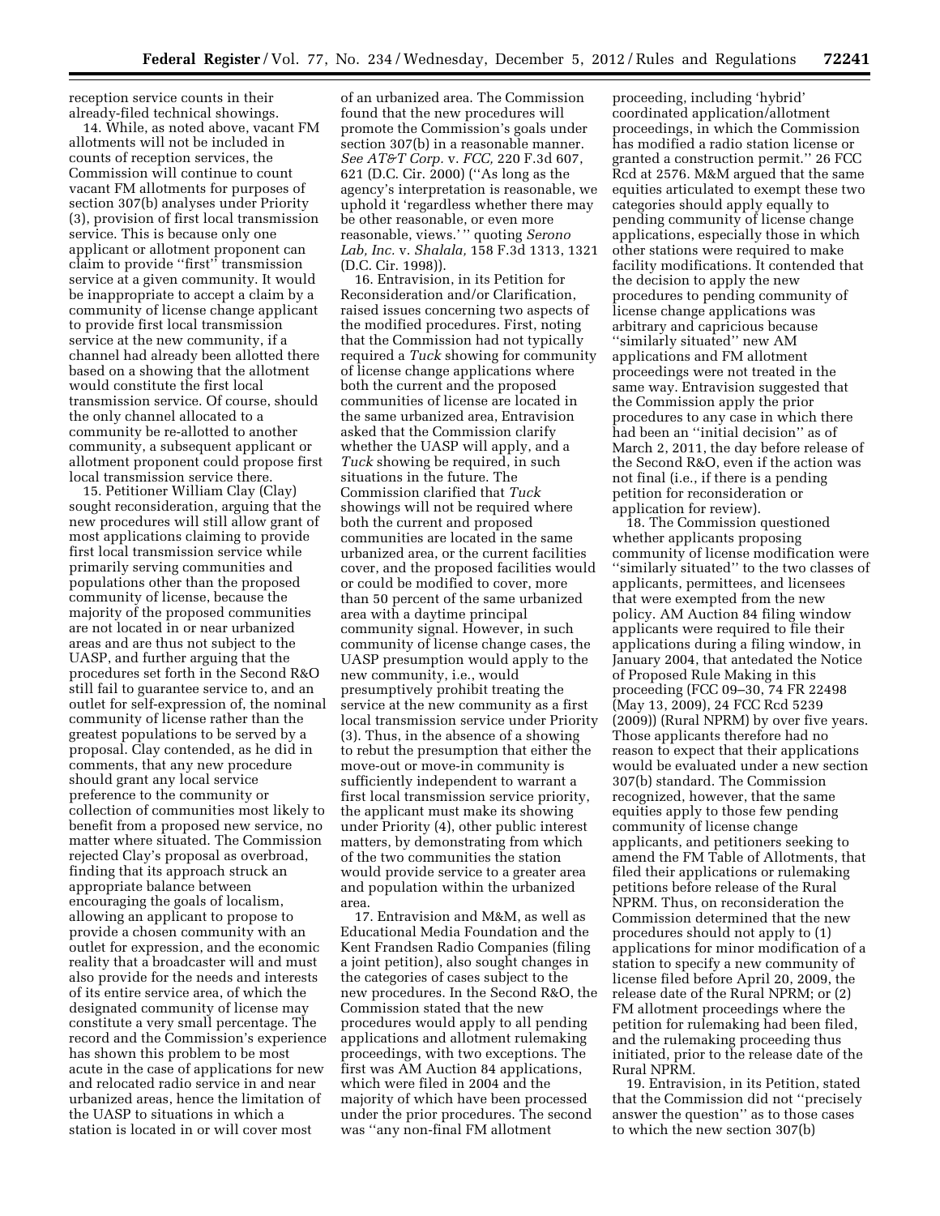reception service counts in their already-filed technical showings.

14. While, as noted above, vacant FM allotments will not be included in counts of reception services, the Commission will continue to count vacant FM allotments for purposes of section 307(b) analyses under Priority (3), provision of first local transmission service. This is because only one applicant or allotment proponent can claim to provide ''first'' transmission service at a given community. It would be inappropriate to accept a claim by a community of license change applicant to provide first local transmission service at the new community, if a channel had already been allotted there based on a showing that the allotment would constitute the first local transmission service. Of course, should the only channel allocated to a community be re-allotted to another community, a subsequent applicant or allotment proponent could propose first local transmission service there.

15. Petitioner William Clay (Clay) sought reconsideration, arguing that the new procedures will still allow grant of most applications claiming to provide first local transmission service while primarily serving communities and populations other than the proposed community of license, because the majority of the proposed communities are not located in or near urbanized areas and are thus not subject to the UASP, and further arguing that the procedures set forth in the Second R&O still fail to guarantee service to, and an outlet for self-expression of, the nominal community of license rather than the greatest populations to be served by a proposal. Clay contended, as he did in comments, that any new procedure should grant any local service preference to the community or collection of communities most likely to benefit from a proposed new service, no matter where situated. The Commission rejected Clay's proposal as overbroad, finding that its approach struck an appropriate balance between encouraging the goals of localism, allowing an applicant to propose to provide a chosen community with an outlet for expression, and the economic reality that a broadcaster will and must also provide for the needs and interests of its entire service area, of which the designated community of license may constitute a very small percentage. The record and the Commission's experience has shown this problem to be most acute in the case of applications for new and relocated radio service in and near urbanized areas, hence the limitation of the UASP to situations in which a station is located in or will cover most of an urbanized area. The Commission found that the new procedures will promote the Commission's goals under section 307(b) in a reasonable manner. *See AT&T Corp.* v. *FCC,* 220 F.3d 607, 621 (D.C. Cir. 2000) (''As long as the agency's interpretation is reasonable, we uphold it 'regardless whether there may be other reasonable, or even more reasonable, views.' '' quoting *Serono Lab, Inc.* v. *Shalala,* 158 F.3d 1313, 1321 (D.C. Cir. 1998)).

16. Entravision, in its Petition for Reconsideration and/or Clarification, raised issues concerning two aspects of the modified procedures. First, noting that the Commission had not typically required a *Tuck* showing for community of license change applications where both the current and the proposed communities of license are located in the same urbanized area, Entravision asked that the Commission clarify whether the UASP will apply, and a *Tuck* showing be required, in such situations in the future. The Commission clarified that *Tuck* showings will not be required where both the current and proposed communities are located in the same urbanized area, or the current facilities cover, and the proposed facilities would or could be modified to cover, more than 50 percent of the same urbanized area with a daytime principal community signal. However, in such community of license change cases, the UASP presumption would apply to the new community, i.e., would presumptively prohibit treating the service at the new community as a first local transmission service under Priority (3). Thus, in the absence of a showing to rebut the presumption that either the move-out or move-in community is sufficiently independent to warrant a first local transmission service priority, the applicant must make its showing under Priority (4), other public interest matters, by demonstrating from which of the two communities the station would provide service to a greater area and population within the urbanized area.

17. Entravision and M&M, as well as Educational Media Foundation and the Kent Frandsen Radio Companies (filing a joint petition), also sought changes in the categories of cases subject to the new procedures. In the Second R&O, the Commission stated that the new procedures would apply to all pending applications and allotment rulemaking proceedings, with two exceptions. The first was AM Auction 84 applications, which were filed in 2004 and the majority of which have been processed under the prior procedures. The second was ''any non-final FM allotment proceeding, including 'hybrid' coordinated application/allotment proceedings, in which the Commission has modified a radio station license or granted a construction permit.'' 26 FCC Rcd at 2576. M&M argued that the same equities articulated to exempt these two categories should apply equally to pending community of license change applications, especially those in which other stations were required to make facility modifications. It contended that the decision to apply the new procedures to pending community of license change applications was arbitrary and capricious because ''similarly situated'' new AM applications and FM allotment proceedings were not treated in the same way. Entravision suggested that the Commission apply the prior procedures to any case in which there had been an ''initial decision'' as of March 2, 2011, the day before release of the Second R&O, even if the action was not final (i.e., if there is a pending petition for reconsideration or application for review).

18. The Commission questioned whether applicants proposing community of license modification were ''similarly situated'' to the two classes of applicants, permittees, and licensees that were exempted from the new policy. AM Auction 84 filing window applicants were required to file their applications during a filing window, in January 2004, that antedated the Notice of Proposed Rule Making in this proceeding (FCC 09–30, 74 FR 22498 (May 13, 2009), 24 FCC Rcd 5239 (2009)) (Rural NPRM) by over five years. Those applicants therefore had no reason to expect that their applications would be evaluated under a new section 307(b) standard. The Commission recognized, however, that the same equities apply to those few pending community of license change applicants, and petitioners seeking to amend the FM Table of Allotments, that filed their applications or rulemaking petitions before release of the Rural NPRM. Thus, on reconsideration the Commission determined that the new procedures should not apply to (1) applications for minor modification of a station to specify a new community of license filed before April 20, 2009, the release date of the Rural NPRM; or (2) FM allotment proceedings where the petition for rulemaking had been filed, and the rulemaking proceeding thus initiated, prior to the release date of the Rural NPRM.

19. Entravision, in its Petition, stated that the Commission did not ''precisely answer the question'' as to those cases to which the new section 307(b)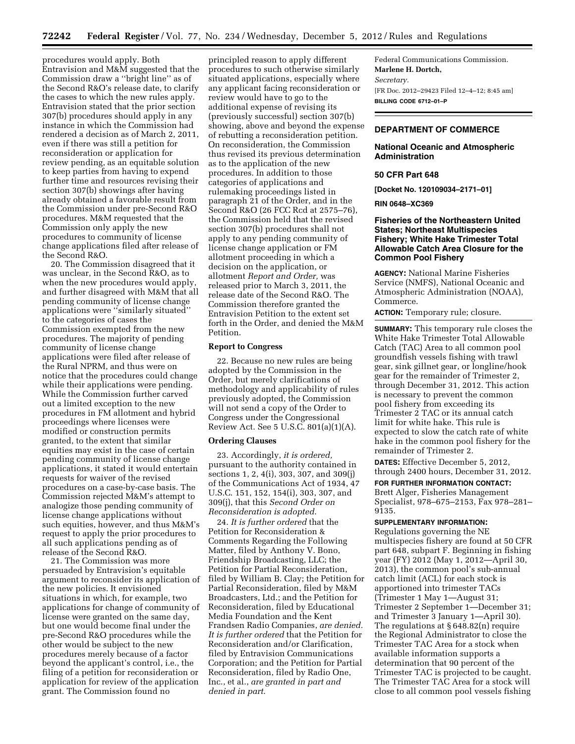procedures would apply. Both Entravision and M&M suggested that the Commission draw a "bright line" as of the Second R&O's release date, to clarify the cases to which the new rules apply. Entravision stated that the prior section 307(b) procedures should apply in any instance in which the Commission had rendered a decision as of March 2, 2011, even if there was still a petition for reconsideration or application for review pending, as an equitable solution to keep parties from having to expend further time and resources revising their section 307(b) showings after having already obtained a favorable result from the Commission under pre-Second R&O procedures. M&M requested that the Commission only apply the new procedures to community of license change applications filed after release of the Second R&O.

20. The Commission disagreed that it was unclear, in the Second R&O, as to when the new procedures would apply, and further disagreed with M&M that all pending community of license change applications were "similarly situated" to the categories of cases the Commission exempted from the new procedures. The majority of pending community of license change applications were filed after release of the Rural NPRM, and thus were on notice that the procedures could change while their applications were pending. While the Commission further carved out a limited exception to the new procedures in FM allotment and hybrid proceedings where licenses were modified or construction permits granted, to the extent that similar equities may exist in the case of certain pending community of license change applications, it stated it would entertain requests for waiver of the revised procedures on a case-by-case basis. The Commission rejected M&M's attempt to analogize those pending community of license change applications without such equities, however, and thus M&M's request to apply the prior procedures to all such applications pending as of release of the Second R&O.

21. The Commission was more persuaded by Entravision's equitable argument to reconsider its application of the new policies. It envisioned situations in which, for example, two applications for change of community of license were granted on the same day, but one would become final under the pre-Second R&O procedures while the other would be subject to the new procedures merely because of a factor beyond the applicant's control, i.e., the filing of a petition for reconsideration or application for review of the application grant. The Commission found no principled reason to apply different procedures to such otherwise similarly situated applications, especially where any applicant facing reconsideration or review would have to go to the additional expense of revising its (previously successful) section 307(b) showing, above and beyond the expense of rebutting a reconsideration petition. On reconsideration, the Commission thus revised its previous determination as to the application of the new procedures. In addition to those categories of applications and rulemaking proceedings listed in paragraph 21 of the Order, and in the Second R&O (26 FCC Rcd at 2575–76), the Commission held that the revised section 307(b) procedures shall not apply to any pending community of license change application or FM allotment proceeding in which a decision on the application, or allotment *Report and Order,* was released prior to March 3, 2011, the release date of the Second R&O. The Commission therefore granted the Entravision Petition to the extent set forth in the Order, and denied the M&M Petition.

### Report to Congress

22. Because no new rules are being adopted by the Commission in the Order, but merely clarifications of methodology and applicability of rules previously adopted, the Commission will not send a copy of the Order to Congress under the Congressional Review Act. See 5 U.S.C. 801(a)(1)(A).

### Ordering Clauses

23. Accordingly, *it is ordered,* pursuant to the authority contained in sections 1, 2, 4(i), 303, 307, and 309(j) of the Communications Act of 1934, 47 U.S.C. 151, 152, 154(i), 303, 307, and 309(j), that this *Second Order on Reconsideration is adopted.*

24. *It is further ordered* that the Petition for Reconsideration & Comments Regarding the Following Matter, filed by Anthony V. Bono, Friendship Broadcasting, LLC; the Petition for Partial Reconsideration, filed by William B. Clay; the Petition for Partial Reconsideration, filed by M&M Broadcasters, Ltd.; and the Petition for Reconsideration, filed by Educational Media Foundation and the Kent Frandsen Radio Companies, *are denied. It is further ordered* that the Petition for Reconsideration and/or Clarification, filed by Entravision Communications Corporation; and the Petition for Partial Reconsideration, filed by Radio One, Inc., et al., *are granted in part and denied in part.*

Federal Communications Commission.

**Marlene H. Dortch,**

*Secretary.*

[FR Doc. 2012–29423 Filed 12–4–12; 8:45 am]

**BILLING CODE 6712–01–P**

---

## DEPARTMENT OF COMMERCE

### National Oceanic and Atmospheric Administration

### 50 CFR Part 648

**[Docket No. 120109034–2171–01]**

**RIN 0648–XC369**

### Fisheries of the Northeastern United States; Northeast Multispecies Fishery; White Hake Trimester Total Allowable Catch Area Closure for the Common Pool Fishery

**AGENCY:** National Marine Fisheries Service (NMFS), National Oceanic and Atmospheric Administration (NOAA), Commerce.

**ACTION:** Temporary rule; closure.

**SUMMARY:** This temporary rule closes the White Hake Trimester Total Allowable Catch (TAC) Area to all common pool groundfish vessels fishing with trawl gear, sink gillnet gear, or longline/hook gear for the remainder of Trimester 2, through December 31, 2012. This action is necessary to prevent the common pool fishery from exceeding its Trimester 2 TAC or its annual catch limit for white hake. This rule is expected to slow the catch rate of white hake in the common pool fishery for the remainder of Trimester 2.

**DATES:** Effective December 5, 2012, through 2400 hours, December 31, 2012.

**FOR FURTHER INFORMATION CONTACT:** Brett Alger, Fisheries Management Specialist, 978–675–2153, Fax 978–281–9135.

**SUPPLEMENTARY INFORMATION:** Regulations governing the NE multispecies fishery are found at 50 CFR part 648, subpart F. Beginning in fishing year (FY) 2012 (May 1, 2012—April 30, 2013), the common pool's sub-annual catch limit (ACL) for each stock is apportioned into trimester TACs (Trimester 1 May 1—August 31; Trimester 2 September 1—December 31; and Trimester 3 January 1—April 30). The regulations at § 648.82(n) require the Regional Administrator to close the Trimester TAC Area for a stock when available information supports a determination that 90 percent of the Trimester TAC is projected to be caught. The Trimester TAC Area for a stock will close to all common pool vessels fishing